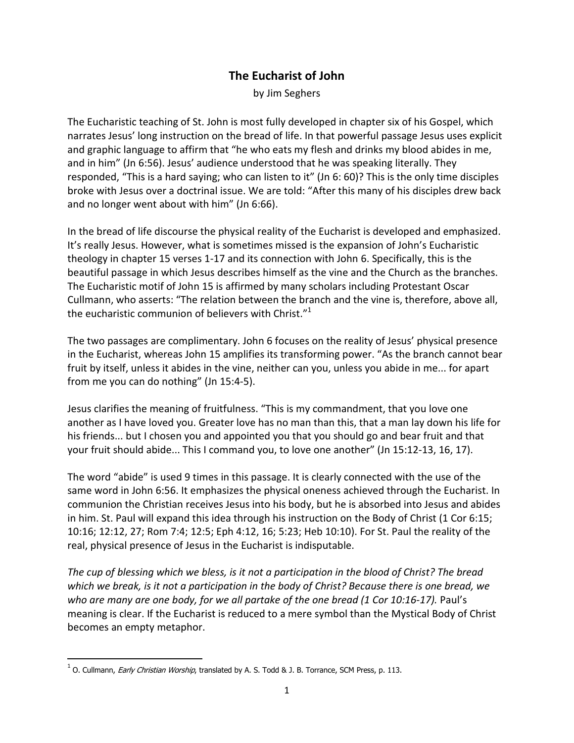# The Eucharist of John

by Jim Seghers

The Eucharistic teaching of St. John is most fully developed in chapter six of his Gospel, which narrates Jesus' long instruction on the bread of life. In that powerful passage Jesus uses explicit and graphic language to affirm that "he who eats my flesh and drinks my blood abides in me, and in him" (Jn 6:56). Jesus' audience understood that he was speaking literally. They responded, "This is a hard saying; who can listen to it" (Jn 6: 60)? This is the only time disciples broke with Jesus over a doctrinal issue. We are told: "After this many of his disciples drew back and no longer went about with him" (Jn 6:66).

In the bread of life discourse the physical reality of the Eucharist is developed and emphasized. It's really Jesus. However, what is sometimes missed is the expansion of John's Eucharistic theology in chapter 15 verses 1-17 and its connection with John 6. Specifically, this is the beautiful passage in which Jesus describes himself as the vine and the Church as the branches. The Eucharistic motif of John 15 is affirmed by many scholars including Protestant Oscar Cullmann, who asserts: "The relation between the branch and the vine is, therefore, above all, the eucharistic communion of believers with Christ."[1]

The two passages are complimentary. John 6 focuses on the reality of Jesus' physical presence in the Eucharist, whereas John 15 amplifies its transforming power. "As the branch cannot bear fruit by itself, unless it abides in the vine, neither can you, unless you abide in me... for apart from me you can do nothing" (Jn 15:4-5).

Jesus clarifies the meaning of fruitfulness. "This is my commandment, that you love one another as I have loved you. Greater love has no man than this, that a man lay down his life for his friends... but I chosen you and appointed you that you should go and bear fruit and that your fruit should abide... This I command you, to love one another" (Jn 15:12-13, 16, 17).

The word "abide" is used 9 times in this passage. It is clearly connected with the use of the same word in John 6:56. It emphasizes the physical oneness achieved through the Eucharist. In communion the Christian receives Jesus into his body, but he is absorbed into Jesus and abides in him. St. Paul will expand this idea through his instruction on the Body of Christ (1 Cor 6:15; 10:16; 12:12, 27; Rom 7:4; 12:5; Eph 4:12, 16; 5:23; Heb 10:10). For St. Paul the reality of the real, physical presence of Jesus in the Eucharist is indisputable.

*The cup of blessing which we bless, is it not a participation in the blood of Christ? The bread which we break, is it not a participation in the body of Christ? Because there is one bread, we who are many are one body, for we all partake of the one bread (1 Cor 10:16-17).* Paul's meaning is clear. If the Eucharist is reduced to a mere symbol than the Mystical Body of Christ becomes an empty metaphor.

---

[1] O. Cullmann, *Early Christian Worship*, translated by A. S. Todd & J. B. Torrance, SCM Press, p. 113.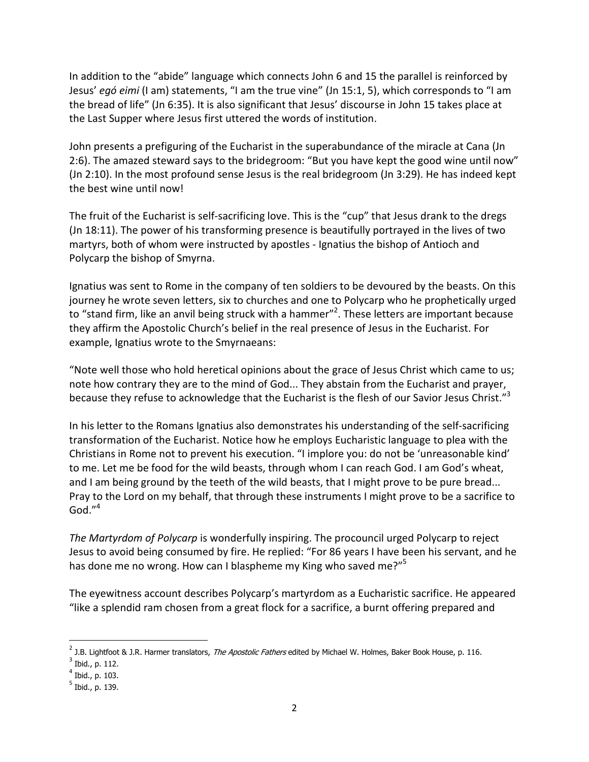In addition to the "abide" language which connects John 6 and 15 the parallel is reinforced by Jesus' *egó eimi* (I am) statements, "I am the true vine" (Jn 15:1, 5), which corresponds to "I am the bread of life" (Jn 6:35). It is also significant that Jesus' discourse in John 15 takes place at the Last Supper where Jesus first uttered the words of institution.

John presents a prefiguring of the Eucharist in the superabundance of the miracle at Cana (Jn 2:6). The amazed steward says to the bridegroom: "But you have kept the good wine until now" (Jn 2:10). In the most profound sense Jesus is the real bridegroom (Jn 3:29). He has indeed kept the best wine until now!

The fruit of the Eucharist is self-sacrificing love. This is the "cup" that Jesus drank to the dregs (Jn 18:11). The power of his transforming presence is beautifully portrayed in the lives of two martyrs, both of whom were instructed by apostles - Ignatius the bishop of Antioch and Polycarp the bishop of Smyrna.

Ignatius was sent to Rome in the company of ten soldiers to be devoured by the beasts. On this journey he wrote seven letters, six to churches and one to Polycarp who he prophetically urged to "stand firm, like an anvil being struck with a hammer"[2]. These letters are important because they affirm the Apostolic Church's belief in the real presence of Jesus in the Eucharist. For example, Ignatius wrote to the Smyrnaeans:

"Note well those who hold heretical opinions about the grace of Jesus Christ which came to us; note how contrary they are to the mind of God... They abstain from the Eucharist and prayer, because they refuse to acknowledge that the Eucharist is the flesh of our Savior Jesus Christ."[3]

In his letter to the Romans Ignatius also demonstrates his understanding of the self-sacrificing transformation of the Eucharist. Notice how he employs Eucharistic language to plea with the Christians in Rome not to prevent his execution. "I implore you: do not be 'unreasonable kind' to me. Let me be food for the wild beasts, through whom I can reach God. I am God's wheat, and I am being ground by the teeth of the wild beasts, that I might prove to be pure bread... Pray to the Lord on my behalf, that through these instruments I might prove to be a sacrifice to God."[4]

*The Martyrdom of Polycarp* is wonderfully inspiring. The procouncil urged Polycarp to reject Jesus to avoid being consumed by fire. He replied: "For 86 years I have been his servant, and he has done me no wrong. How can I blaspheme my King who saved me?"[5]

The eyewitness account describes Polycarp's martyrdom as a Eucharistic sacrifice. He appeared "like a splendid ram chosen from a great flock for a sacrifice, a burnt offering prepared and

---

[2] J.B. Lightfoot & J.R. Harmer translators, *The Apostolic Fathers* edited by Michael W. Holmes, Baker Book House, p. 116.

[3] Ibid., p. 112.

[4] Ibid., p. 103.

[5] Ibid., p. 139.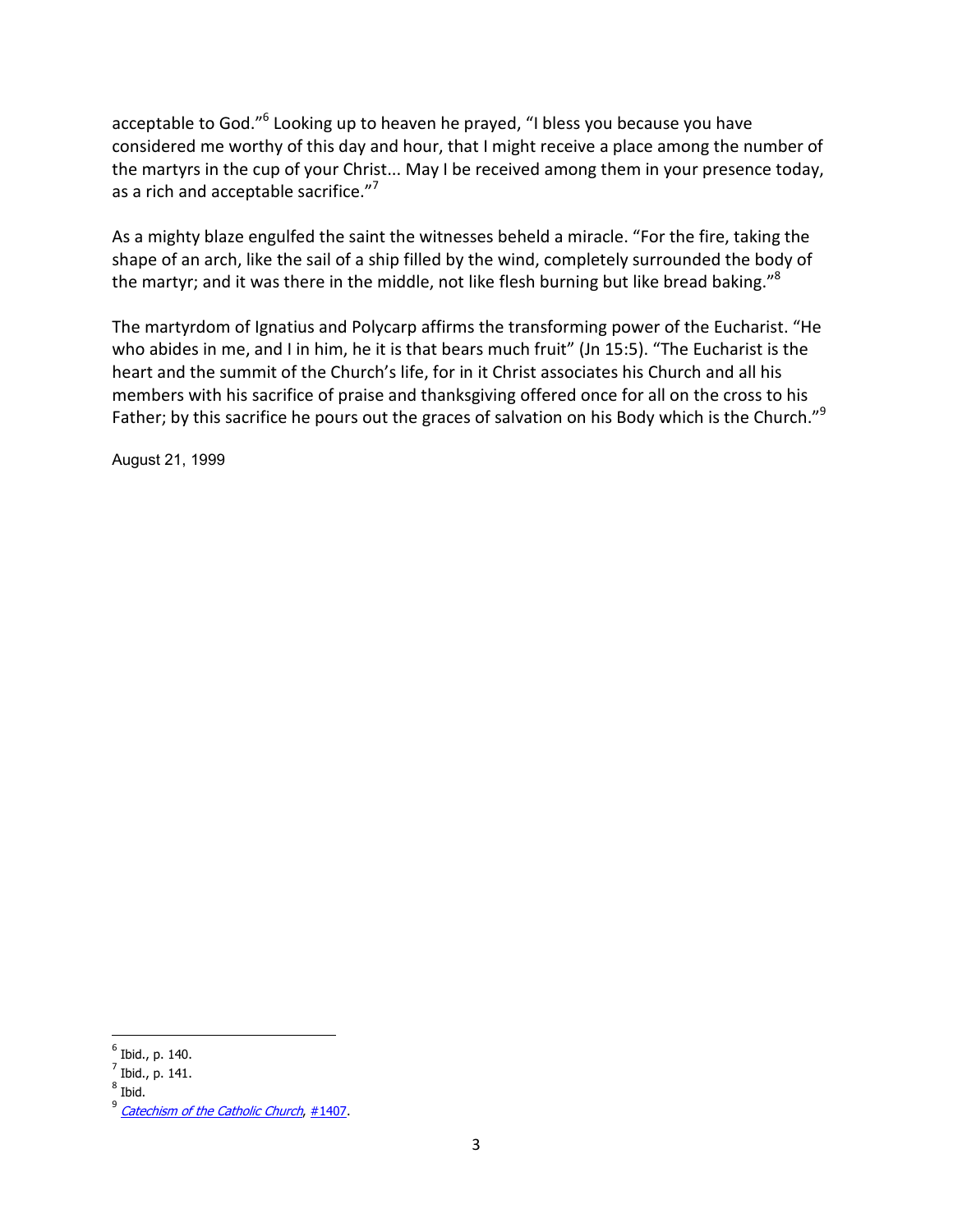acceptable to God."[6] Looking up to heaven he prayed, "I bless you because you have considered me worthy of this day and hour, that I might receive a place among the number of the martyrs in the cup of your Christ... May I be received among them in your presence today, as a rich and acceptable sacrifice."[7]

As a mighty blaze engulfed the saint the witnesses beheld a miracle. "For the fire, taking the shape of an arch, like the sail of a ship filled by the wind, completely surrounded the body of the martyr; and it was there in the middle, not like flesh burning but like bread baking."[8]

The martyrdom of Ignatius and Polycarp affirms the transforming power of the Eucharist. "He who abides in me, and I in him, he it is that bears much fruit" (Jn 15:5). "The Eucharist is the heart and the summit of the Church's life, for in it Christ associates his Church and all his members with his sacrifice of praise and thanksgiving offered once for all on the cross to his Father; by this sacrifice he pours out the graces of salvation on his Body which is the Church."[9]

August 21, 1999

---

[6] Ibid., p. 140.

[7] Ibid., p. 141.

[8] Ibid.

[9] *Catechism of the Catholic Church*, #1407.